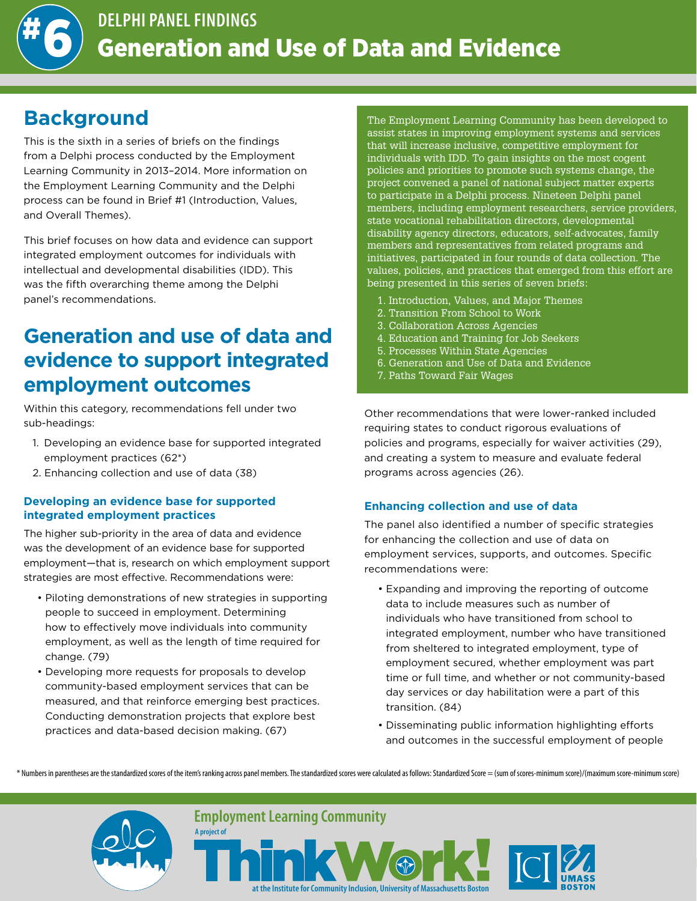# #6 DELPHI PANEL FINDINGS

# Generation and Use of Data and Evidence

## Background

This is the sixth in a series of briefs on the findings from a Delphi process conducted by the Employment Learning Community in 2013–2014. More information on the Employment Learning Community and the Delphi process can be found in Brief #1 (Introduction, Values, and Overall Themes).

This brief focuses on how data and evidence can support integrated employment outcomes for individuals with intellectual and developmental disabilities (IDD). This was the fifth overarching theme among the Delphi panel's recommendations.

The Employment Learning Community has been developed to assist states in improving employment systems and services that will increase inclusive, competitive employment for individuals with IDD. To gain insights on the most cogent policies and priorities to promote such systems change, the project convened a panel of national subject matter experts to participate in a Delphi process. Nineteen Delphi panel members, including employment researchers, service providers, state vocational rehabilitation directors, developmental disability agency directors, educators, self-advocates, family members and representatives from related programs and initiatives, participated in four rounds of data collection. The values, policies, and practices that emerged from this effort are being presented in this series of seven briefs:

1. Introduction, Values, and Major Themes
2. Transition From School to Work
3. Collaboration Across Agencies
4. Education and Training for Job Seekers
5. Processes Within State Agencies
6. Generation and Use of Data and Evidence
7. Paths Toward Fair Wages

## Generation and use of data and evidence to support integrated employment outcomes

Within this category, recommendations fell under two sub-headings:

1. Developing an evidence base for supported integrated employment practices (62*)
2. Enhancing collection and use of data (38)

### Developing an evidence base for supported integrated employment practices

The higher sub-priority in the area of data and evidence was the development of an evidence base for supported employment—that is, research on which employment support strategies are most effective. Recommendations were:

- Piloting demonstrations of new strategies in supporting people to succeed in employment. Determining how to effectively move individuals into community employment, as well as the length of time required for change. (79)
- Developing more requests for proposals to develop community-based employment services that can be measured, and that reinforce emerging best practices. Conducting demonstration projects that explore best practices and data-based decision making. (67)

Other recommendations that were lower-ranked included requiring states to conduct rigorous evaluations of policies and programs, especially for waiver activities (29), and creating a system to measure and evaluate federal programs across agencies (26).

### Enhancing collection and use of data

The panel also identified a number of specific strategies for enhancing the collection and use of data on employment services, supports, and outcomes. Specific recommendations were:

- Expanding and improving the reporting of outcome data to include measures such as number of individuals who have transitioned from school to integrated employment, number who have transitioned from sheltered to integrated employment, type of employment secured, whether employment was part time or full time, and whether or not community-based day services or day habilitation were a part of this transition. (84)
- Disseminating public information highlighting efforts and outcomes in the successful employment of people

\* Numbers in parentheses are the standardized scores of the item's ranking across panel members. The standardized scores were calculated as follows: Standardized Score = (sum of scores-minimum score)/(maximum score-minimum score)

Employment Learning Community — A project of ThinkWork! at the Institute for Community Inclusion, University of Massachusetts Boston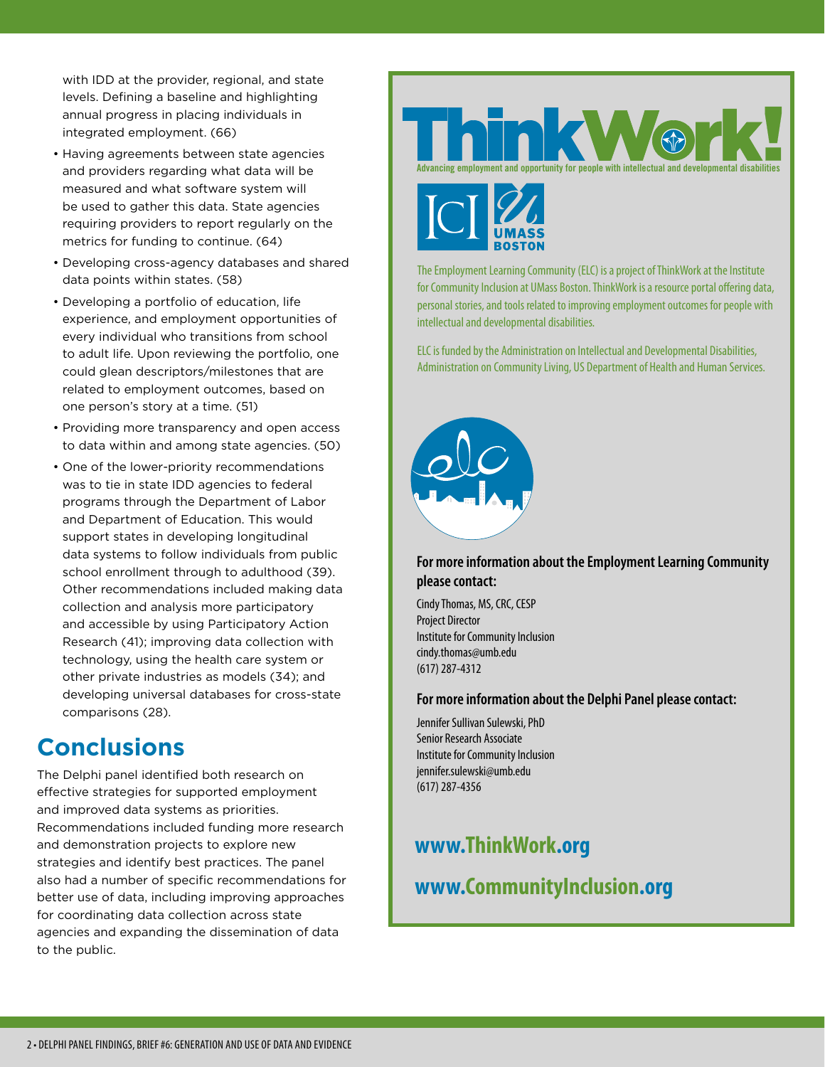with IDD at the provider, regional, and state levels. Defining a baseline and highlighting annual progress in placing individuals in integrated employment. (66)

- Having agreements between state agencies and providers regarding what data will be measured and what software system will be used to gather this data. State agencies requiring providers to report regularly on the metrics for funding to continue. (64)
- Developing cross-agency databases and shared data points within states. (58)
- Developing a portfolio of education, life experience, and employment opportunities of every individual who transitions from school to adult life. Upon reviewing the portfolio, one could glean descriptors/milestones that are related to employment outcomes, based on one person's story at a time. (51)
- Providing more transparency and open access to data within and among state agencies. (50)
- One of the lower-priority recommendations was to tie in state IDD agencies to federal programs through the Department of Labor and Department of Education. This would support states in developing longitudinal data systems to follow individuals from public school enrollment through to adulthood (39). Other recommendations included making data collection and analysis more participatory and accessible by using Participatory Action Research (41); improving data collection with technology, using the health care system or other private industries as models (34); and developing universal databases for cross-state comparisons (28).

## Conclusions

The Delphi panel identified both research on effective strategies for supported employment and improved data systems as priorities. Recommendations included funding more research and demonstration projects to explore new strategies and identify best practices. The panel also had a number of specific recommendations for better use of data, including improving approaches for coordinating data collection across state agencies and expanding the dissemination of data to the public.

**ThinkWork!**

Advancing employment and opportunity for people with intellectual and developmental disabilities

ICI UMASS BOSTON

The Employment Learning Community (ELC) is a project of ThinkWork at the Institute for Community Inclusion at UMass Boston. ThinkWork is a resource portal offering data, personal stories, and tools related to improving employment outcomes for people with intellectual and developmental disabilities.

ELC is funded by the Administration on Intellectual and Developmental Disabilities, Administration on Community Living, US Department of Health and Human Services.

**For more information about the Employment Learning Community please contact:**

Cindy Thomas, MS, CRC, CESP
Project Director
Institute for Community Inclusion
cindy.thomas@umb.edu
(617) 287-4312

**For more information about the Delphi Panel please contact:**

Jennifer Sullivan Sulewski, PhD
Senior Research Associate
Institute for Community Inclusion
jennifer.sulewski@umb.edu
(617) 287-4356

**www.ThinkWork.org**

**www.CommunityInclusion.org**